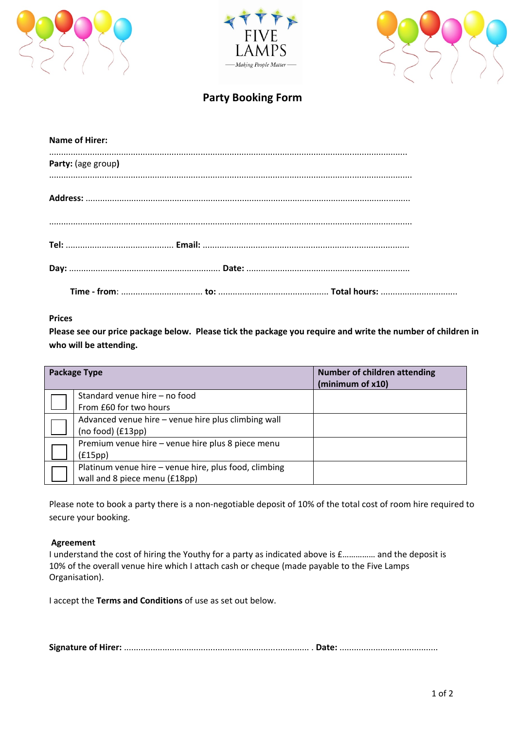FIVE LAMPS

*Making People Matter*

# Party Booking Form

**Name of Hirer:**

.........................................................................................................................................................

**Party:** (age group**)**

.........................................................................................................................................................

**Address:** .........................................................................................................................................

.........................................................................................................................................................

**Tel:** ............................................. **Email:** .....................................................................................

**Day:** .............................................................. **Date:** ....................................................................

**Time - from**: .................................. **to:** .............................................. **Total hours:** ................................

**Prices**

**Please see our price package below. Please tick the package you require and write the number of children in who will be attending.**

| | Package Type | Number of children attending (minimum of x10) |
|---|---|---|
| ☐ | Standard venue hire – no food<br>From £60 for two hours | |
| ☐ | Advanced venue hire – venue hire plus climbing wall (no food) (£13pp) | |
| ☐ | Premium venue hire – venue hire plus 8 piece menu (£15pp) | |
| ☐ | Platinum venue hire – venue hire, plus food, climbing wall and 8 piece menu (£18pp) | |

Please note to book a party there is a non-negotiable deposit of 10% of the total cost of room hire required to secure your booking.

**Agreement**

I understand the cost of hiring the Youthy for a party as indicated above is £…………… and the deposit is 10% of the overall venue hire which I attach cash or cheque (made payable to the Five Lamps Organisation).

I accept the **Terms and Conditions** of use as set out below.

**Signature of Hirer:** ............................................................................ . **Date:** .........................................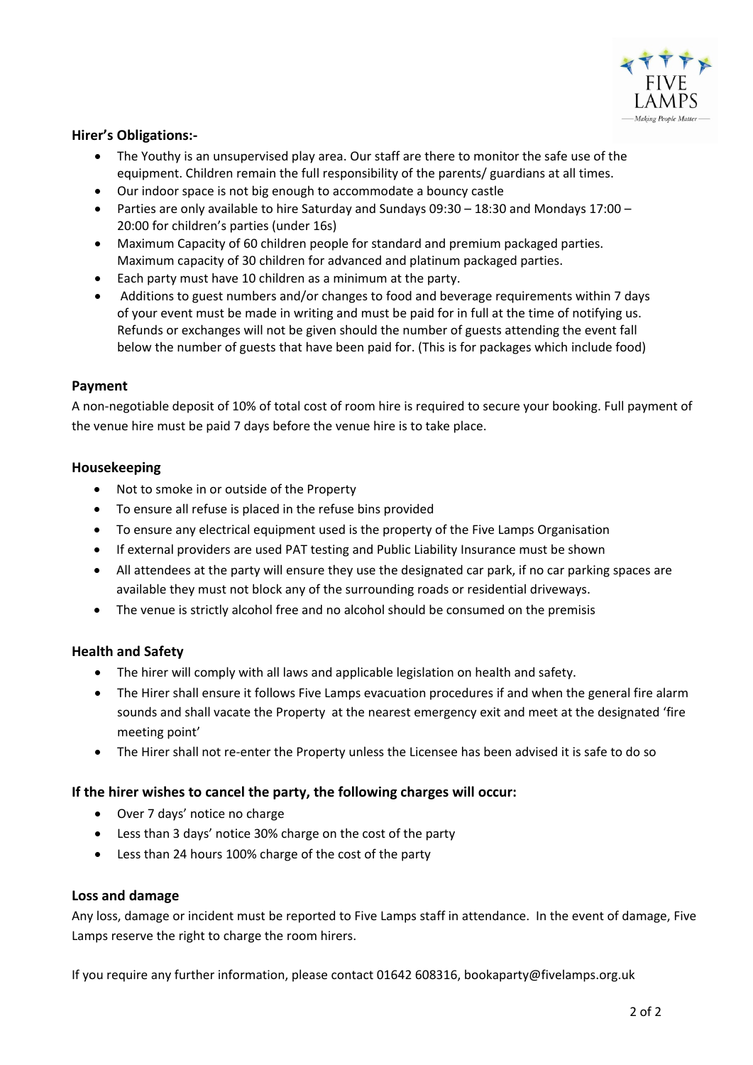### Hirer's Obligations:-

- The Youthy is an unsupervised play area. Our staff are there to monitor the safe use of the equipment. Children remain the full responsibility of the parents/ guardians at all times.
- Our indoor space is not big enough to accommodate a bouncy castle
- Parties are only available to hire Saturday and Sundays 09:30 – 18:30 and Mondays 17:00 – 20:00 for children's parties (under 16s)
- Maximum Capacity of 60 children people for standard and premium packaged parties. Maximum capacity of 30 children for advanced and platinum packaged parties.
- Each party must have 10 children as a minimum at the party.
- Additions to guest numbers and/or changes to food and beverage requirements within 7 days of your event must be made in writing and must be paid for in full at the time of notifying us. Refunds or exchanges will not be given should the number of guests attending the event fall below the number of guests that have been paid for. (This is for packages which include food)

### Payment

A non-negotiable deposit of 10% of total cost of room hire is required to secure your booking. Full payment of the venue hire must be paid 7 days before the venue hire is to take place.

### Housekeeping

- Not to smoke in or outside of the Property
- To ensure all refuse is placed in the refuse bins provided
- To ensure any electrical equipment used is the property of the Five Lamps Organisation
- If external providers are used PAT testing and Public Liability Insurance must be shown
- All attendees at the party will ensure they use the designated car park, if no car parking spaces are available they must not block any of the surrounding roads or residential driveways.
- The venue is strictly alcohol free and no alcohol should be consumed on the premisis

### Health and Safety

- The hirer will comply with all laws and applicable legislation on health and safety.
- The Hirer shall ensure it follows Five Lamps evacuation procedures if and when the general fire alarm sounds and shall vacate the Property at the nearest emergency exit and meet at the designated 'fire meeting point'
- The Hirer shall not re-enter the Property unless the Licensee has been advised it is safe to do so

### If the hirer wishes to cancel the party, the following charges will occur:

- Over 7 days' notice no charge
- Less than 3 days' notice 30% charge on the cost of the party
- Less than 24 hours 100% charge of the cost of the party

### Loss and damage

Any loss, damage or incident must be reported to Five Lamps staff in attendance. In the event of damage, Five Lamps reserve the right to charge the room hirers.

If you require any further information, please contact 01642 608316, bookaparty@fivelamps.org.uk